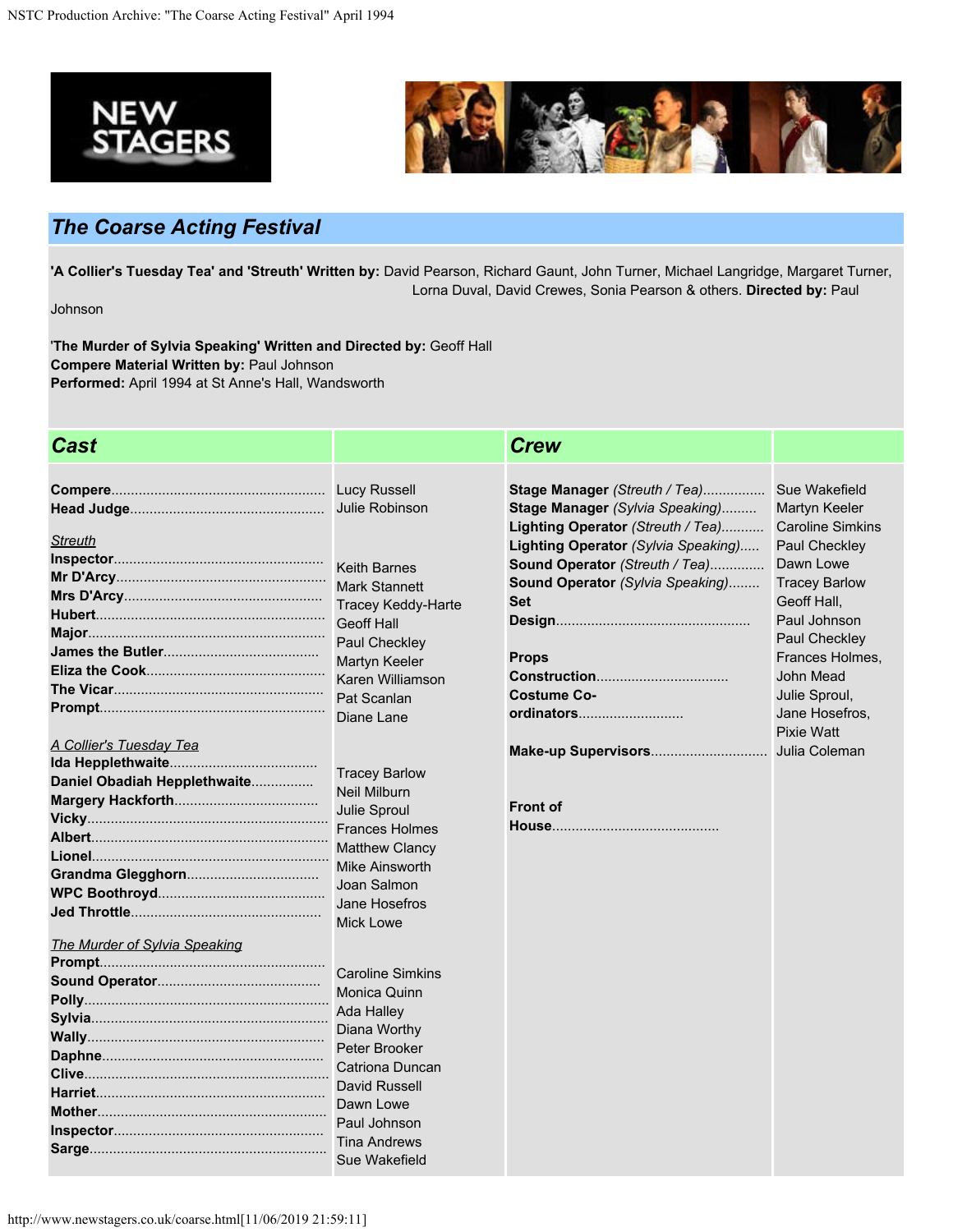## The Coarse Acting Festival

**'A Collier's Tuesday Tea' and 'Streuth' Written by:** David Pearson, Richard Gaunt, John Turner, Michael Langridge, Margaret Turner, Lorna Duval, David Crewes, Sonia Pearson & others. **Directed by:** Paul Johnson

**'The Murder of Sylvia Speaking' Written and Directed by:** Geoff Hall
**Compere Material Written by:** Paul Johnson
**Performed:** April 1994 at St Anne's Hall, Wandsworth

### Cast

| Role | Name |
|---|---|
| **Compere** | Lucy Russell |
| **Head Judge** | Julie Robinson |
| ***Streuth*** | |
| **Inspector** | Keith Barnes |
| **Mr D'Arcy** | Mark Stannett |
| **Mrs D'Arcy** | Tracey Keddy-Harte |
| **Hubert** | Geoff Hall |
| **Major** | Paul Checkley |
| **James the Butler** | Martyn Keeler |
| **Eliza the Cook** | Karen Williamson |
| **The Vicar** | Pat Scanlan |
| **Prompt** | Diane Lane |
| ***A Collier's Tuesday Tea*** | |
| **Ida Hepplethwaite** | Tracey Barlow |
| **Daniel Obadiah Hepplethwaite** | Neil Milburn |
| **Margery Hackforth** | Julie Sproul |
| **Vicky** | Frances Holmes |
| **Albert** | Matthew Clancy |
| **Lionel** | Mike Ainsworth |
| **Grandma Glegghorn** | Joan Salmon |
| **WPC Boothroyd** | Jane Hosefros |
| **Jed Throttle** | Mick Lowe |
| ***The Murder of Sylvia Speaking*** | |
| **Prompt** | Caroline Simkins |
| **Sound Operator** | Monica Quinn |
| **Polly** | Ada Halley |
| **Sylvia** | Diana Worthy |
| **Wally** | Peter Brooker |
| **Daphne** | Catriona Duncan |
| **Clive** | David Russell |
| **Harriet** | Dawn Lowe |
| **Mother** | Paul Johnson |
| **Inspector** | Tina Andrews |
| **Sarge** | Sue Wakefield |

### Crew

| Role | Name |
|---|---|
| **Stage Manager** *(Streuth / Tea)* | Sue Wakefield |
| **Stage Manager** *(Sylvia Speaking)* | Martyn Keeler |
| **Lighting Operator** *(Streuth / Tea)* | Caroline Simkins |
| **Lighting Operator** *(Sylvia Speaking)* | Paul Checkley |
| **Sound Operator** *(Streuth / Tea)* | Dawn Lowe |
| **Sound Operator** *(Sylvia Speaking)* | Tracey Barlow |
| **Set Design** | Geoff Hall, Paul Johnson, Paul Checkley |
| **Props Construction** | Frances Holmes, John Mead |
| **Costume Co-ordinators** | Julie Sproul, Jane Hosefros, Pixie Watt |
| **Make-up Supervisors** | Julia Coleman |
| **Front of House** | |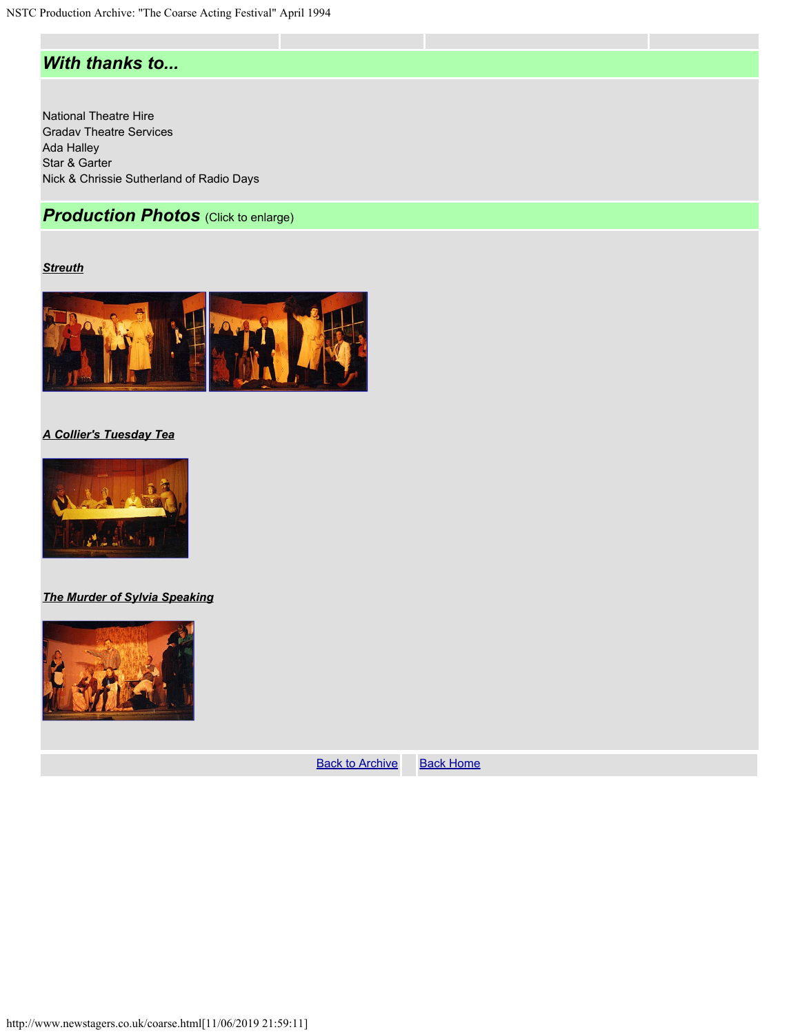## With thanks to...

National Theatre Hire
Gradav Theatre Services
Ada Halley
Star & Garter
Nick & Chrissie Sutherland of Radio Days

## Production Photos (Click to enlarge)

***Streuth***

***A Collier's Tuesday Tea***

***The Murder of Sylvia Speaking***

Back to Archive | Back Home